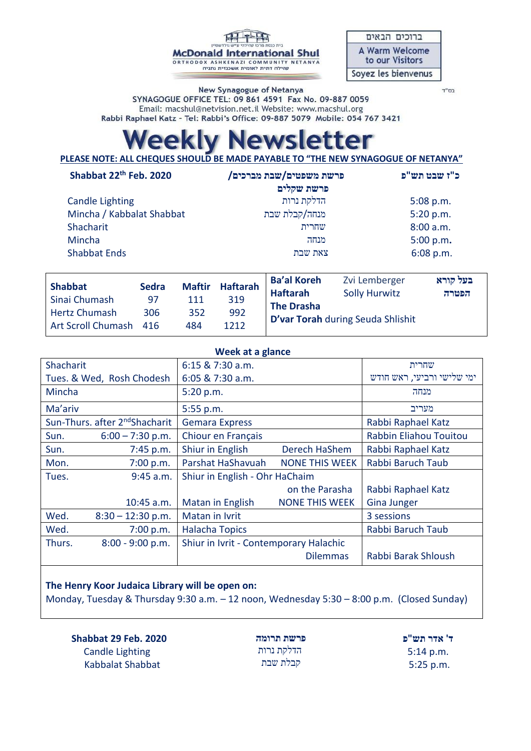בית כנסת מרכז קהילתי ע"ש מקדונלד

**McDonald International Shul**

ORTHODOX ASHKENAZI COMMUNITY NETANYA

קהילה דתית לאומית אשכנזית נתניה

ברוכים הבאים
A Warm Welcome to our Visitors
Soyez les bienvenus

בס"ד

New Synagogue of Netanya
SYNAGOGUE OFFICE TEL: 09 861 4591 Fax No. 09-887 0059
Email: macshul@netvision.net.il Website: www.macshul.org
Rabbi Raphael Katz - Tel: Rabbi's Office: 09-887 5079 Mobile: 054 767 3421

# Weekly Newsletter

**PLEASE NOTE: ALL CHEQUES SHOULD BE MADE PAYABLE TO "THE NEW SYNAGOGUE OF NETANYA"**

| **Shabbat 22th Feb. 2020** | **פרשת משפטים/שבת מברכים/ פרשת שקלים** | **כ"ז שבט תש"פ** |
|---|---|---|
| Candle Lighting | הדלקת נרות | 5:08 p.m. |
| Mincha / Kabbalat Shabbat | מנחה/קבלת שבת | 5:20 p.m. |
| Shacharit | שחרית | 8:00 a.m. |
| Mincha | מנחה | 5:00 p.m. |
| Shabbat Ends | צאת שבת | 6:08 p.m. |

| **Shabbat** | **Sedra** | **Maftir** | **Haftarah** |
|---|---|---|---|
| Sinai Chumash | 97 | 111 | 319 |
| Hertz Chumash | 306 | 352 | 992 |
| Art Scroll Chumash | 416 | 484 | 1212 |

| | | |
|---|---|---|
| **Ba'al Koreh** | Zvi Lemberger | **בעל קורא** |
| **Haftarah** | Solly Hurwitz | **הפטרה** |
| **The Drasha** | | |
| **D'var Torah** during Seuda Shlishit | | |

**Week at a glance**

| | | |
|---|---|---|
| Shacharit | 6:15 & 7:30 a.m. | שחרית |
| Tues. & Wed, Rosh Chodesh | 6:05 & 7:30 a.m. | ימי שלישי ורביעי, ראש חודש |
| Mincha | 5:20 p.m. | מנחה |
| Ma'ariv | 5:55 p.m. | מעריב |
| Sun-Thurs. after 2nd Shacharit | Gemara Express | Rabbi Raphael Katz |
| Sun. 6:00 – 7:30 p.m. | Chiour en Français | Rabbin Eliahou Touitou |
| Sun. 7:45 p.m. | Shiur in English Derech HaShem | Rabbi Raphael Katz |
| Mon. 7:00 p.m. | Parshat HaShavuah NONE THIS WEEK | Rabbi Baruch Taub |
| Tues. 9:45 a.m. | Shiur in English - Ohr HaChaim on the Parasha | Rabbi Raphael Katz |
| 10:45 a.m. | Matan in English NONE THIS WEEK | Gina Junger |
| Wed. 8:30 – 12:30 p.m. | Matan in Ivrit | 3 sessions |
| Wed. 7:00 p.m. | Halacha Topics | Rabbi Baruch Taub |
| Thurs. 8:00 - 9:00 p.m. | Shiur in Ivrit - Contemporary Halachic Dilemmas | Rabbi Barak Shloush |

**The Henry Koor Judaica Library will be open on:**
Monday, Tuesday & Thursday 9:30 a.m. – 12 noon, Wednesday 5:30 – 8:00 p.m. (Closed Sunday)

| **Shabbat 29 Feb. 2020** | **פרשת תרומה** | **ד' אדר תש"פ** |
|---|---|---|
| Candle Lighting | הדלקת נרות | 5:14 p.m. |
| Kabbalat Shabbat | קבלת שבת | 5:25 p.m. |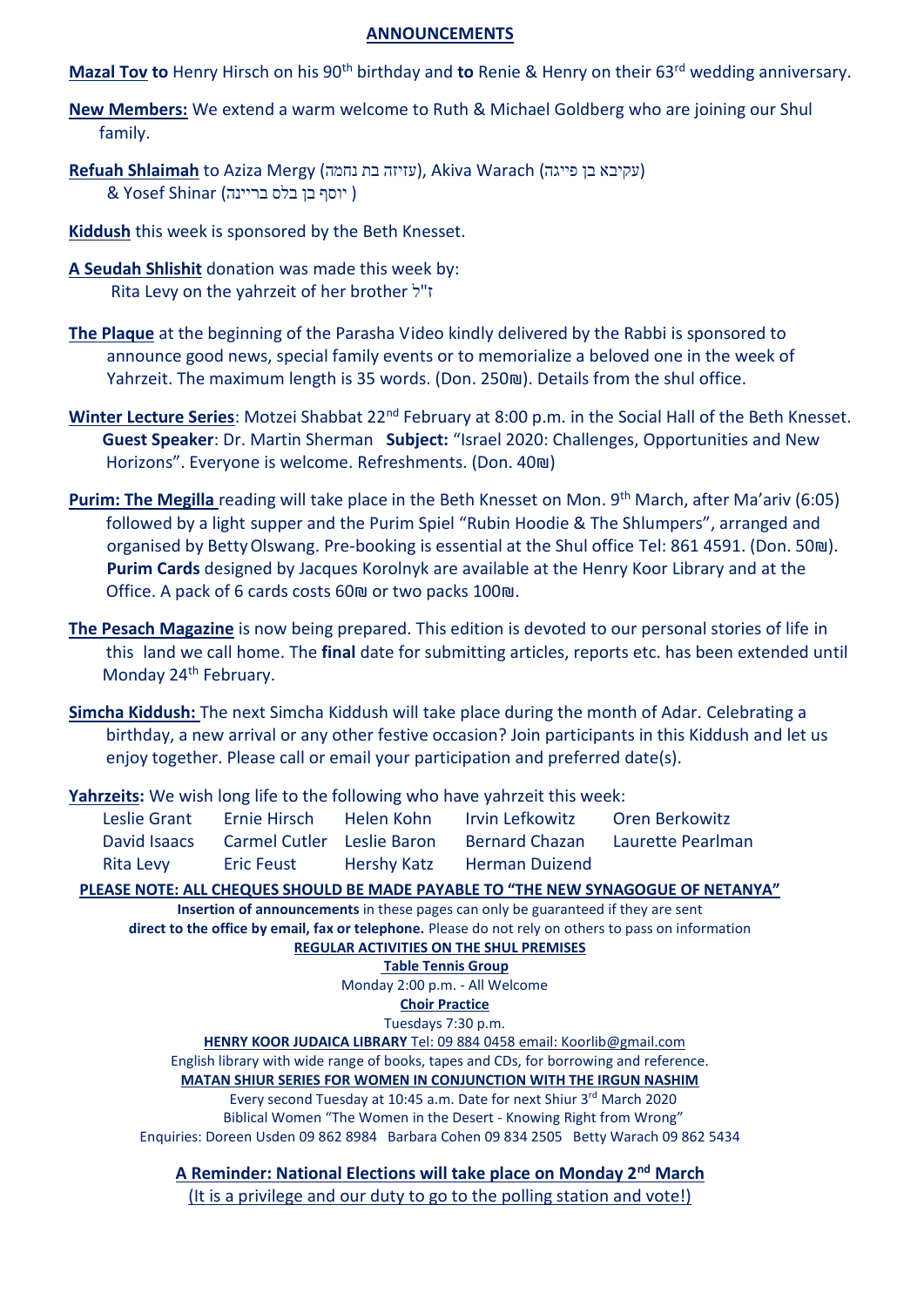## ANNOUNCEMENTS

**Mazal Tov to** Henry Hirsch on his 90th birthday and **to** Renie & Henry on their 63rd wedding anniversary.

**New Members:** We extend a warm welcome to Ruth & Michael Goldberg who are joining our Shul family.

**Refuah Shlaimah** to Aziza Mergy (עזיזה בת נחמה), Akiva Warach (עקיבא בן פייגה) & Yosef Shinar (יוסף בן בלס בריינה)

**Kiddush** this week is sponsored by the Beth Knesset.

**A Seudah Shlishit** donation was made this week by:
Rita Levy on the yahrzeit of her brother ז"ל

**The Plaque** at the beginning of the Parasha Video kindly delivered by the Rabbi is sponsored to announce good news, special family events or to memorialize a beloved one in the week of Yahrzeit. The maximum length is 35 words. (Don. 250₪). Details from the shul office.

**Winter Lecture Series**: Motzei Shabbat 22nd February at 8:00 p.m. in the Social Hall of the Beth Knesset. **Guest Speaker**: Dr. Martin Sherman **Subject:** "Israel 2020: Challenges, Opportunities and New Horizons". Everyone is welcome. Refreshments. (Don. 40₪)

**Purim: The Megilla** reading will take place in the Beth Knesset on Mon. 9th March, after Ma'ariv (6:05) followed by a light supper and the Purim Spiel "Rubin Hoodie & The Shlumpers", arranged and organised by Betty Olswang. Pre-booking is essential at the Shul office Tel: 861 4591. (Don. 50₪). **Purim Cards** designed by Jacques Korolnyk are available at the Henry Koor Library and at the Office. A pack of 6 cards costs 60₪ or two packs 100₪.

**The Pesach Magazine** is now being prepared. This edition is devoted to our personal stories of life in this land we call home. The **final** date for submitting articles, reports etc. has been extended until Monday 24th February.

**Simcha Kiddush:** The next Simcha Kiddush will take place during the month of Adar. Celebrating a birthday, a new arrival or any other festive occasion? Join participants in this Kiddush and let us enjoy together. Please call or email your participation and preferred date(s).

**Yahrzeits:** We wish long life to the following who have yahrzeit this week:

| | | | | |
|---|---|---|---|---|
| Leslie Grant | Ernie Hirsch | Helen Kohn | Irvin Lefkowitz | Oren Berkowitz |
| David Isaacs | Carmel Cutler | Leslie Baron | Bernard Chazan | Laurette Pearlman |
| Rita Levy | Eric Feust | Hershy Katz | Herman Duizend | |

**PLEASE NOTE: ALL CHEQUES SHOULD BE MADE PAYABLE TO "THE NEW SYNAGOGUE OF NETANYA"**

**Insertion of announcements** in these pages can only be guaranteed if they are sent **direct to the office by email, fax or telephone.** Please do not rely on others to pass on information

**REGULAR ACTIVITIES ON THE SHUL PREMISES**

**Table Tennis Group**
Monday 2:00 p.m. - All Welcome

**Choir Practice**
Tuesdays 7:30 p.m.

**HENRY KOOR JUDAICA LIBRARY** Tel: 09 884 0458 email: Koorlib@gmail.com
English library with wide range of books, tapes and CDs, for borrowing and reference.

**MATAN SHIUR SERIES FOR WOMEN IN CONJUNCTION WITH THE IRGUN NASHIM**
Every second Tuesday at 10:45 a.m. Date for next Shiur 3rd March 2020
Biblical Women "The Women in the Desert - Knowing Right from Wrong"
Enquiries: Doreen Usden 09 862 8984 Barbara Cohen 09 834 2505 Betty Warach 09 862 5434

**A Reminder: National Elections will take place on Monday 2nd March**
(It is a privilege and our duty to go to the polling station and vote!)